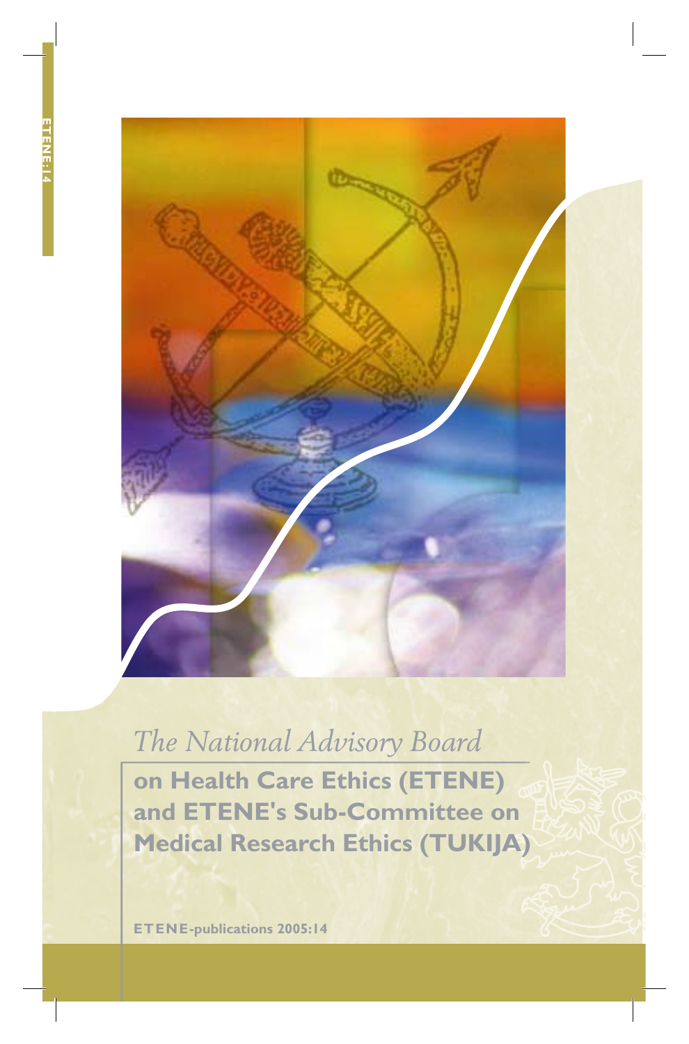*The National Advisory Board*

# on Health Care Ethics (ETENE) and ETENE's Sub-Committee on Medical Research Ethics (TUKIJA)

**ETENE-publications 2005:14**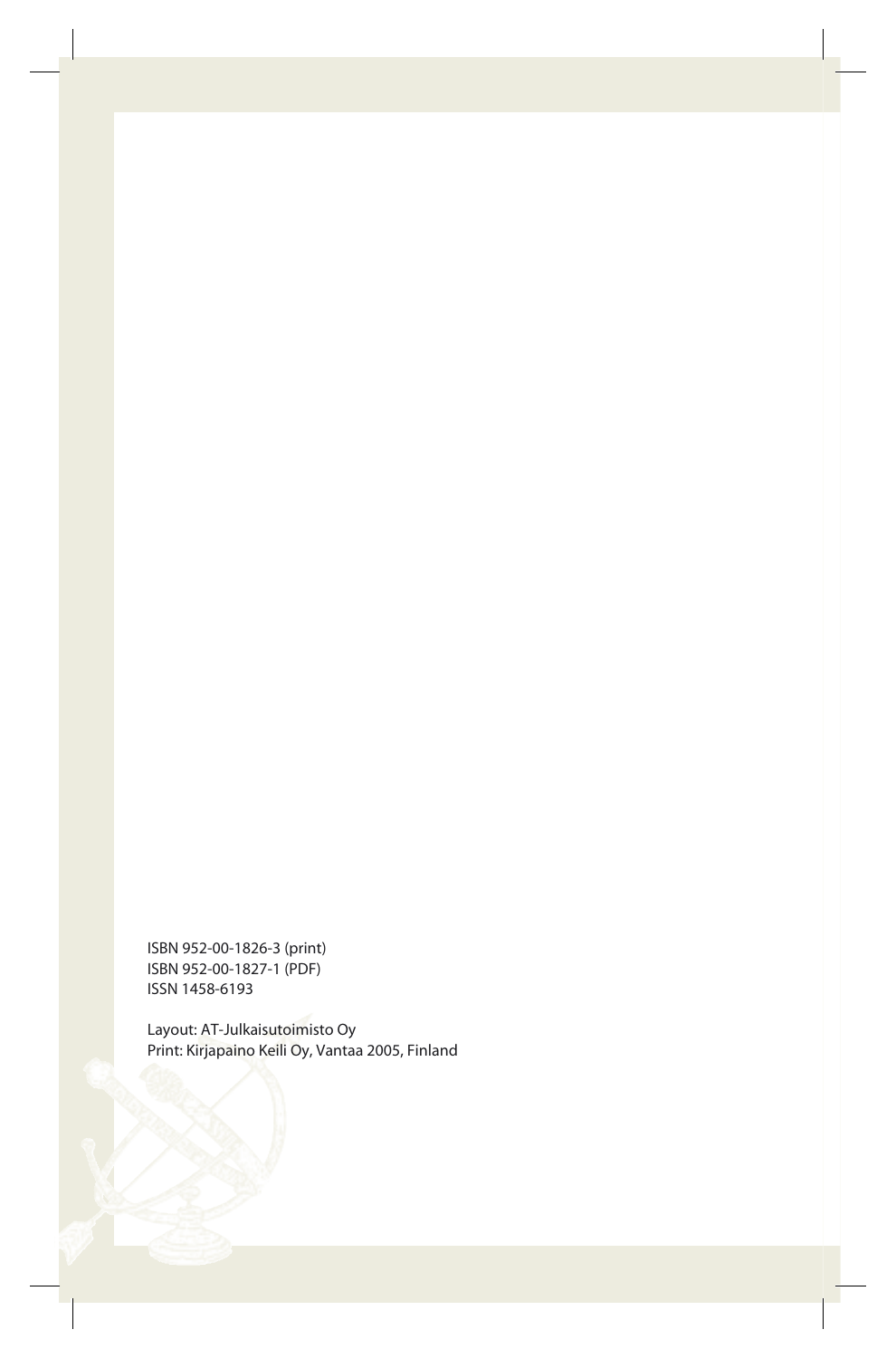ISBN 952-00-1826-3 (print)
ISBN 952-00-1827-1 (PDF)
ISSN 1458-6193

Layout: AT-Julkaisutoimisto Oy
Print: Kirjapaino Keili Oy, Vantaa 2005, Finland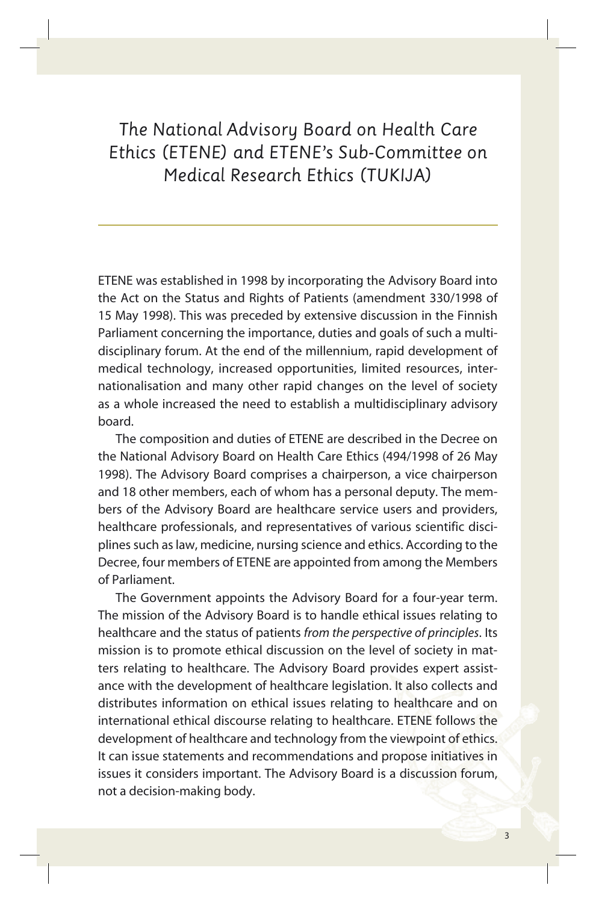# The National Advisory Board on Health Care Ethics (ETENE) and ETENE's Sub-Committee on Medical Research Ethics (TUKIJA)

ETENE was established in 1998 by incorporating the Advisory Board into the Act on the Status and Rights of Patients (amendment 330/1998 of 15 May 1998). This was preceded by extensive discussion in the Finnish Parliament concerning the importance, duties and goals of such a multidisciplinary forum. At the end of the millennium, rapid development of medical technology, increased opportunities, limited resources, internationalisation and many other rapid changes on the level of society as a whole increased the need to establish a multidisciplinary advisory board.

The composition and duties of ETENE are described in the Decree on the National Advisory Board on Health Care Ethics (494/1998 of 26 May 1998). The Advisory Board comprises a chairperson, a vice chairperson and 18 other members, each of whom has a personal deputy. The members of the Advisory Board are healthcare service users and providers, healthcare professionals, and representatives of various scientific disciplines such as law, medicine, nursing science and ethics. According to the Decree, four members of ETENE are appointed from among the Members of Parliament.

The Government appoints the Advisory Board for a four-year term. The mission of the Advisory Board is to handle ethical issues relating to healthcare and the status of patients *from the perspective of principles*. Its mission is to promote ethical discussion on the level of society in matters relating to healthcare. The Advisory Board provides expert assistance with the development of healthcare legislation. It also collects and distributes information on ethical issues relating to healthcare and on international ethical discourse relating to healthcare. ETENE follows the development of healthcare and technology from the viewpoint of ethics. It can issue statements and recommendations and propose initiatives in issues it considers important. The Advisory Board is a discussion forum, not a decision-making body.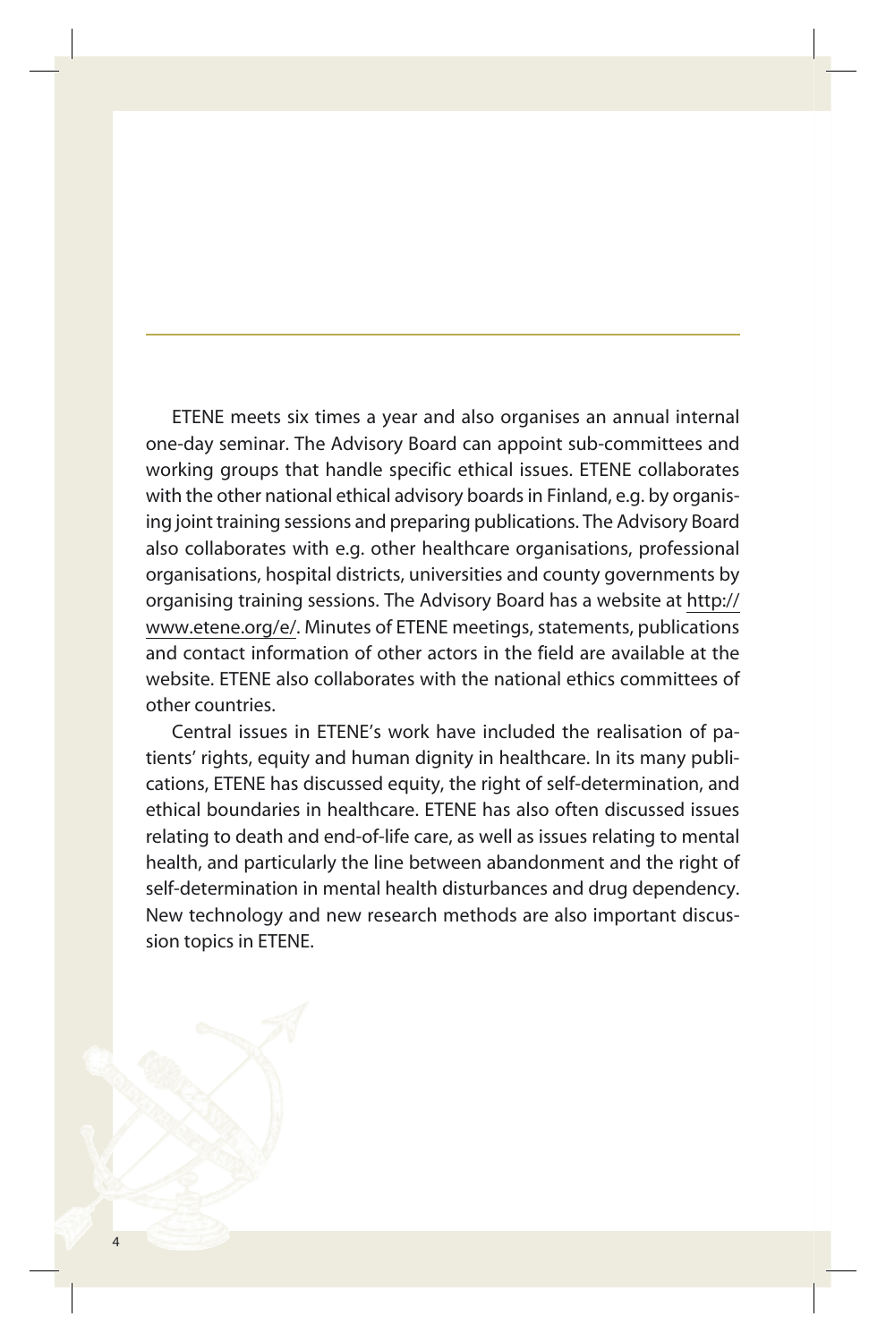ETENE meets six times a year and also organises an annual internal one-day seminar. The Advisory Board can appoint sub-committees and working groups that handle specific ethical issues. ETENE collaborates with the other national ethical advisory boards in Finland, e.g. by organising joint training sessions and preparing publications. The Advisory Board also collaborates with e.g. other healthcare organisations, professional organisations, hospital districts, universities and county governments by organising training sessions. The Advisory Board has a website at http://www.etene.org/e/. Minutes of ETENE meetings, statements, publications and contact information of other actors in the field are available at the website. ETENE also collaborates with the national ethics committees of other countries.

Central issues in ETENE's work have included the realisation of patients' rights, equity and human dignity in healthcare. In its many publications, ETENE has discussed equity, the right of self-determination, and ethical boundaries in healthcare. ETENE has also often discussed issues relating to death and end-of-life care, as well as issues relating to mental health, and particularly the line between abandonment and the right of self-determination in mental health disturbances and drug dependency. New technology and new research methods are also important discussion topics in ETENE.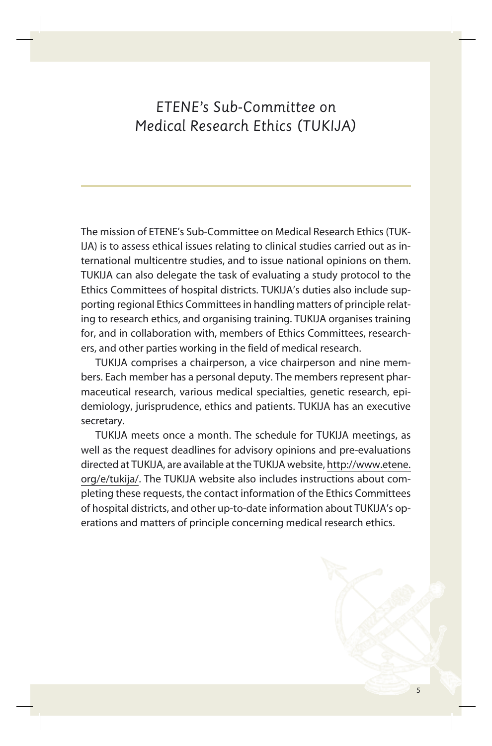# ETENE's Sub-Committee on Medical Research Ethics (TUKIJA)

The mission of ETENE's Sub-Committee on Medical Research Ethics (TUKIJA) is to assess ethical issues relating to clinical studies carried out as international multicentre studies, and to issue national opinions on them. TUKIJA can also delegate the task of evaluating a study protocol to the Ethics Committees of hospital districts. TUKIJA's duties also include supporting regional Ethics Committees in handling matters of principle relating to research ethics, and organising training. TUKIJA organises training for, and in collaboration with, members of Ethics Committees, researchers, and other parties working in the field of medical research.

TUKIJA comprises a chairperson, a vice chairperson and nine members. Each member has a personal deputy. The members represent pharmaceutical research, various medical specialties, genetic research, epidemiology, jurisprudence, ethics and patients. TUKIJA has an executive secretary.

TUKIJA meets once a month. The schedule for TUKIJA meetings, as well as the request deadlines for advisory opinions and pre-evaluations directed at TUKIJA, are available at the TUKIJA website, http://www.etene.org/e/tukija/. The TUKIJA website also includes instructions about completing these requests, the contact information of the Ethics Committees of hospital districts, and other up-to-date information about TUKIJA's operations and matters of principle concerning medical research ethics.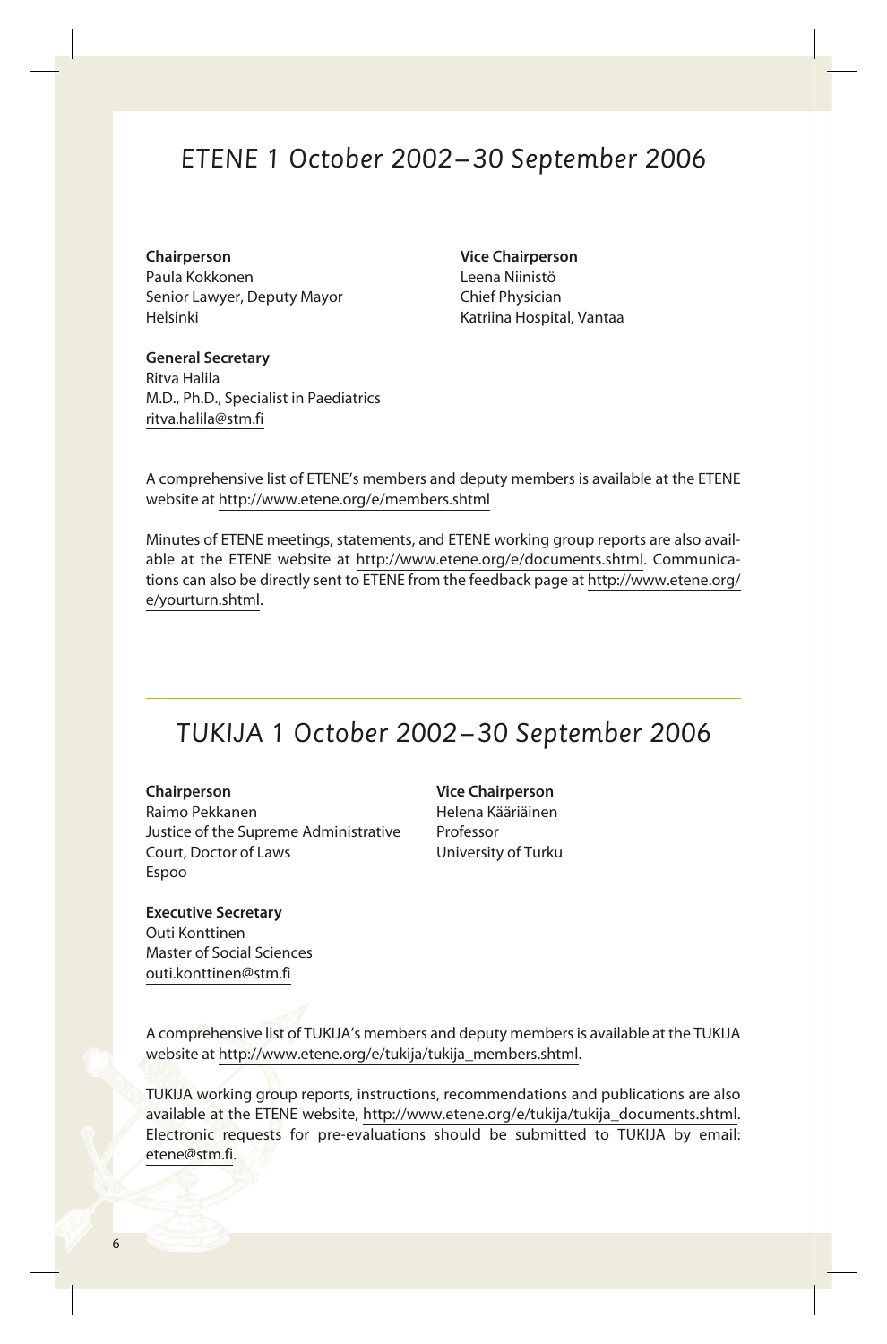## ETENE 1 October 2002–30 September 2006

**Chairperson**
Paula Kokkonen
Senior Lawyer, Deputy Mayor
Helsinki

**Vice Chairperson**
Leena Niinistö
Chief Physician
Katriina Hospital, Vantaa

**General Secretary**
Ritva Halila
M.D., Ph.D., Specialist in Paediatrics
ritva.halila@stm.fi

A comprehensive list of ETENE's members and deputy members is available at the ETENE website at http://www.etene.org/e/members.shtml

Minutes of ETENE meetings, statements, and ETENE working group reports are also available at the ETENE website at http://www.etene.org/e/documents.shtml. Communications can also be directly sent to ETENE from the feedback page at http://www.etene.org/e/yourturn.shtml.

## TUKIJA 1 October 2002–30 September 2006

**Chairperson**
Raimo Pekkanen
Justice of the Supreme Administrative Court, Doctor of Laws
Espoo

**Vice Chairperson**
Helena Kääriäinen
Professor
University of Turku

**Executive Secretary**
Outi Konttinen
Master of Social Sciences
outi.konttinen@stm.fi

A comprehensive list of TUKIJA's members and deputy members is available at the TUKIJA website at http://www.etene.org/e/tukija/tukija_members.shtml.

TUKIJA working group reports, instructions, recommendations and publications are also available at the ETENE website, http://www.etene.org/e/tukija/tukija_documents.shtml. Electronic requests for pre-evaluations should be submitted to TUKIJA by email: etene@stm.fi.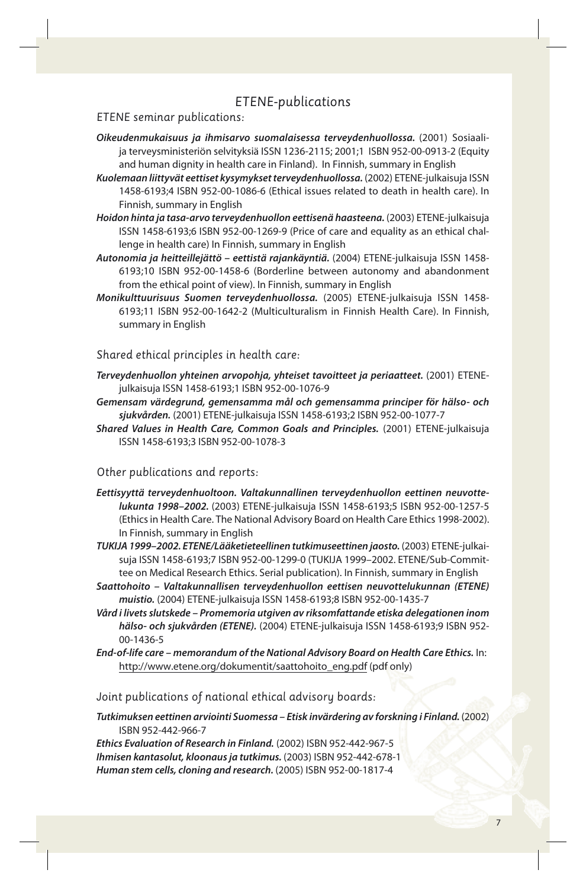# ETENE-publications

## ETENE seminar publications:

***Oikeudenmukaisuus ja ihmisarvo suomalaisessa terveydenhuollossa.*** (2001) Sosiaali- ja terveysministeriön selvityksiä ISSN 1236-2115; 2001;1 ISBN 952-00-0913-2 (Equity and human dignity in health care in Finland). In Finnish, summary in English

***Kuolemaan liittyvät eettiset kysymykset terveydenhuollossa.*** (2002) ETENE-julkaisuja ISSN 1458-6193;4 ISBN 952-00-1086-6 (Ethical issues related to death in health care). In Finnish, summary in English

***Hoidon hinta ja tasa-arvo terveydenhuollon eettisenä haasteena.*** (2003) ETENE-julkaisuja ISSN 1458-6193;6 ISBN 952-00-1269-9 (Price of care and equality as an ethical challenge in health care) In Finnish, summary in English

***Autonomia ja heitteillejättö – eettistä rajankäyntiä.*** (2004) ETENE-julkaisuja ISSN 1458-6193;10 ISBN 952-00-1458-6 (Borderline between autonomy and abandonment from the ethical point of view). In Finnish, summary in English

***Monikulttuurisuus Suomen terveydenhuollossa.*** (2005) ETENE-julkaisuja ISSN 1458-6193;11 ISBN 952-00-1642-2 (Multiculturalism in Finnish Health Care). In Finnish, summary in English

## Shared ethical principles in health care:

***Terveydenhuollon yhteinen arvopohja, yhteiset tavoitteet ja periaatteet.*** (2001) ETENE-julkaisuja ISSN 1458-6193;1 ISBN 952-00-1076-9

***Gemensam värdegrund, gemensamma mål och gemensamma principer för hälso- och sjukvården.*** (2001) ETENE-julkaisuja ISSN 1458-6193;2 ISBN 952-00-1077-7

***Shared Values in Health Care, Common Goals and Principles.*** (2001) ETENE-julkaisuja ISSN 1458-6193;3 ISBN 952-00-1078-3

## Other publications and reports:

***Eettisyyttä terveydenhuoltoon. Valtakunnallinen terveydenhuollon eettinen neuvottelukunta 1998–2002.*** (2003) ETENE-julkaisuja ISSN 1458-6193;5 ISBN 952-00-1257-5 (Ethics in Health Care. The National Advisory Board on Health Care Ethics 1998-2002). In Finnish, summary in English

***TUKIJA 1999–2002. ETENE/Lääketieteellinen tutkimuseettinen jaosto.*** (2003) ETENE-julkaisuja ISSN 1458-6193;7 ISBN 952-00-1299-0 (TUKIJA 1999–2002. ETENE/Sub-Committee on Medical Research Ethics. Serial publication). In Finnish, summary in English

***Saattohoito – Valtakunnallisen terveydenhuollon eettisen neuvottelukunnan (ETENE) muistio.*** (2004) ETENE-julkaisuja ISSN 1458-6193;8 ISBN 952-00-1435-7

***Vård i livets slutskede – Promemoria utgiven av riksomfattande etiska delegationen inom hälso- och sjukvården (ETENE).*** (2004) ETENE-julkaisuja ISSN 1458-6193;9 ISBN 952-00-1436-5

***End-of-life care – memorandum of the National Advisory Board on Health Care Ethics.*** In: http://www.etene.org/dokumentit/saattohoito_eng.pdf (pdf only)

## Joint publications of national ethical advisory boards:

***Tutkimuksen eettinen arviointi Suomessa – Etisk invärdering av forskning i Finland.*** (2002) ISBN 952-442-966-7

***Ethics Evaluation of Research in Finland.*** (2002) ISBN 952-442-967-5

***Ihmisen kantasolut, kloonaus ja tutkimus.*** (2003) ISBN 952-442-678-1

***Human stem cells, cloning and research.*** (2005) ISBN 952-00-1817-4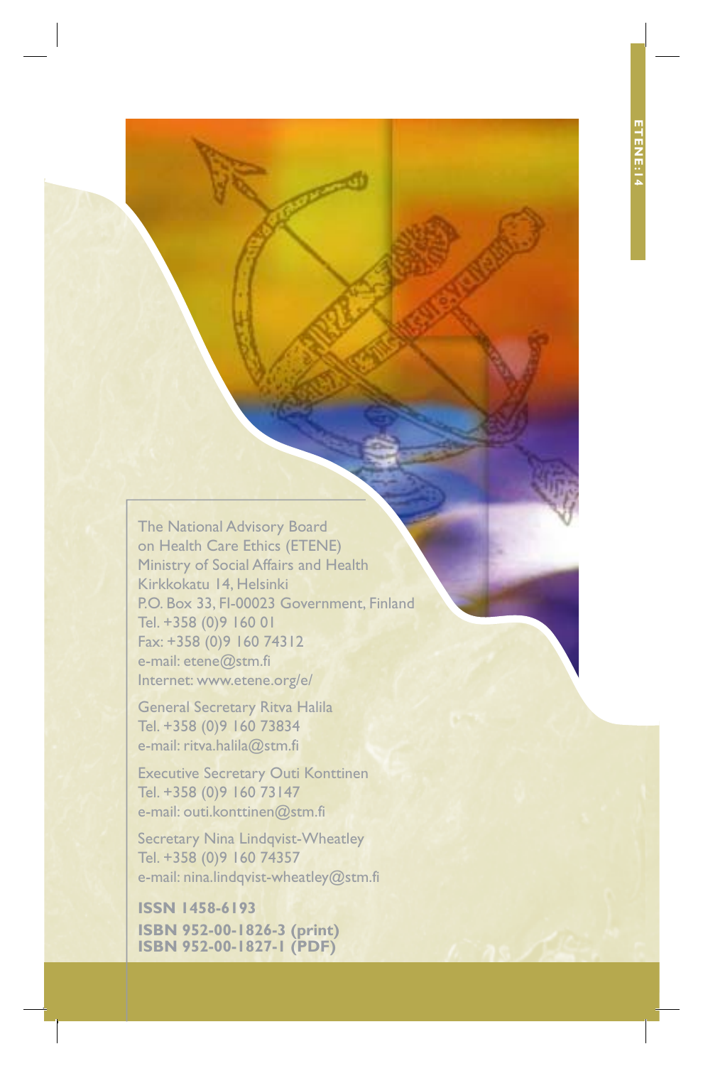The National Advisory Board
on Health Care Ethics (ETENE)
Ministry of Social Affairs and Health
Kirkkokatu 14, Helsinki
P.O. Box 33, FI-00023 Government, Finland
Tel. +358 (0)9 160 01
Fax: +358 (0)9 160 74312
e-mail: etene@stm.fi
Internet: www.etene.org/e/

General Secretary Ritva Halila
Tel. +358 (0)9 160 73834
e-mail: ritva.halila@stm.fi

Executive Secretary Outi Konttinen
Tel. +358 (0)9 160 73147
e-mail: outi.konttinen@stm.fi

Secretary Nina Lindqvist-Wheatley
Tel. +358 (0)9 160 74357
e-mail: nina.lindqvist-wheatley@stm.fi

**ISSN 1458-6193**

**ISBN 952-00-1826-3 (print)**
**ISBN 952-00-1827-1 (PDF)**

ETENE:14